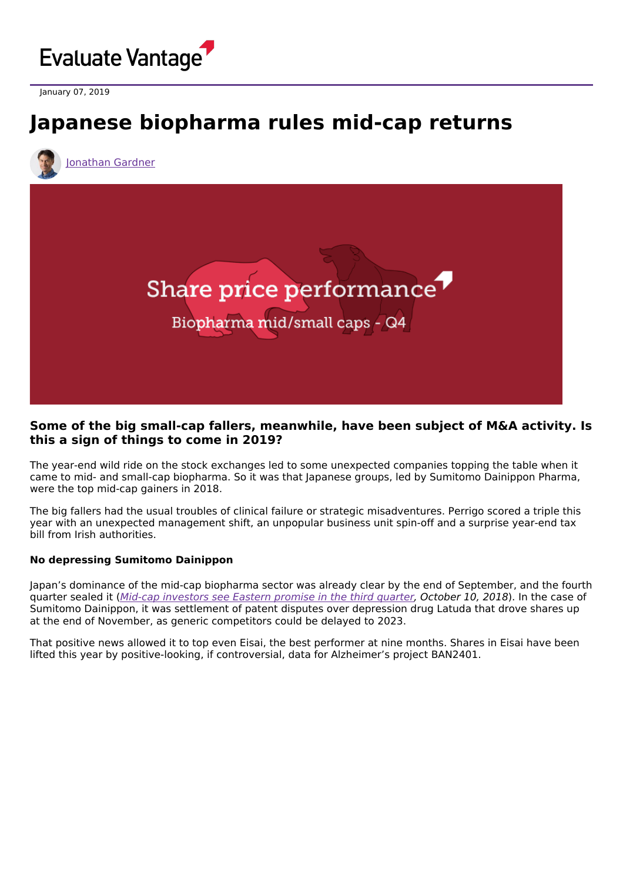Evaluate Vantage

January 07, 2019

# Japanese biopharma rules mid-cap returns

Jonathan Gardner

### Some of the big small-cap fallers, meanwhile, have been subject of M&A activity. Is this a sign of things to come in 2019?

The year-end wild ride on the stock exchanges led to some unexpected companies topping the table when it came to mid- and small-cap biopharma. So it was that Japanese groups, led by Sumitomo Dainippon Pharma, were the top mid-cap gainers in 2018.

The big fallers had the usual troubles of clinical failure or strategic misadventures. Perrigo scored a triple this year with an unexpected management shift, an unpopular business unit spin-off and a surprise year-end tax bill from Irish authorities.

#### No depressing Sumitomo Dainippon

Japan's dominance of the mid-cap biopharma sector was already clear by the end of September, and the fourth quarter sealed it (*Mid-cap investors see Eastern promise in the third quarter, October 10, 2018*). In the case of Sumitomo Dainippon, it was settlement of patent disputes over depression drug Latuda that drove shares up at the end of November, as generic competitors could be delayed to 2023.

That positive news allowed it to top even Eisai, the best performer at nine months. Shares in Eisai have been lifted this year by positive-looking, if controversial, data for Alzheimer's project BAN2401.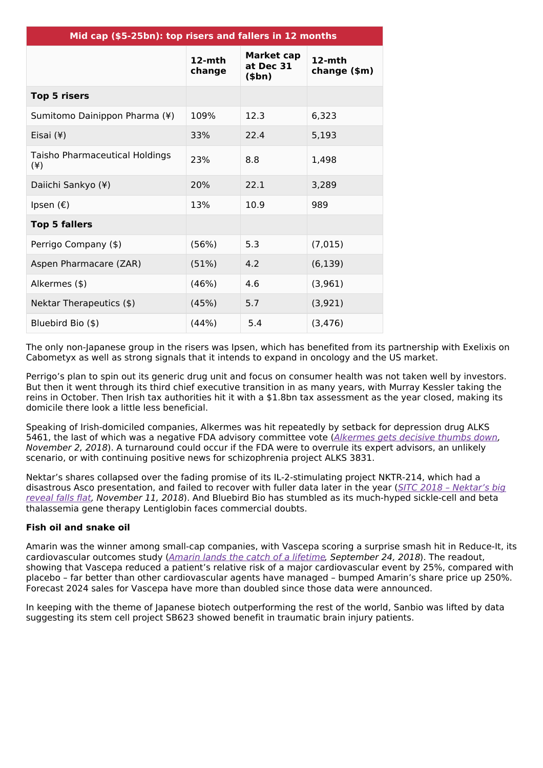| Mid cap ($5-25bn): top risers and fallers in 12 months | | | |
|---|---|---|---|
| | 12-mth change | Market cap at Dec 31 ($bn) | 12-mth change ($m) |
| **Top 5 risers** | | | |
| Sumitomo Dainippon Pharma (¥) | 109% | 12.3 | 6,323 |
| Eisai (¥) | 33% | 22.4 | 5,193 |
| Taisho Pharmaceutical Holdings (¥) | 23% | 8.8 | 1,498 |
| Daiichi Sankyo (¥) | 20% | 22.1 | 3,289 |
| Ipsen (€) | 13% | 10.9 | 989 |
| **Top 5 fallers** | | | |
| Perrigo Company ($) | (56%) | 5.3 | (7,015) |
| Aspen Pharmacare (ZAR) | (51%) | 4.2 | (6,139) |
| Alkermes ($) | (46%) | 4.6 | (3,961) |
| Nektar Therapeutics ($) | (45%) | 5.7 | (3,921) |
| Bluebird Bio ($) | (44%) | 5.4 | (3,476) |

The only non-Japanese group in the risers was Ipsen, which has benefited from its partnership with Exelixis on Cabometyx as well as strong signals that it intends to expand in oncology and the US market.

Perrigo's plan to spin out its generic drug unit and focus on consumer health was not taken well by investors. But then it went through its third chief executive transition in as many years, with Murray Kessler taking the reins in October. Then Irish tax authorities hit it with a $1.8bn tax assessment as the year closed, making its domicile there look a little less beneficial.

Speaking of Irish-domiciled companies, Alkermes was hit repeatedly by setback for depression drug ALKS 5461, the last of which was a negative FDA advisory committee vote (*Alkermes gets decisive thumbs down, November 2, 2018*). A turnaround could occur if the FDA were to overrule its expert advisors, an unlikely scenario, or with continuing positive news for schizophrenia project ALKS 3831.

Nektar's shares collapsed over the fading promise of its IL-2-stimulating project NKTR-214, which had a disastrous Asco presentation, and failed to recover with fuller data later in the year (*SITC 2018 – Nektar's big reveal falls flat, November 11, 2018*). And Bluebird Bio has stumbled as its much-hyped sickle-cell and beta thalassemia gene therapy Lentiglobin faces commercial doubts.

**Fish oil and snake oil**

Amarin was the winner among small-cap companies, with Vascepa scoring a surprise smash hit in Reduce-It, its cardiovascular outcomes study (*Amarin lands the catch of a lifetime, September 24, 2018*). The readout, showing that Vascepa reduced a patient's relative risk of a major cardiovascular event by 25%, compared with placebo – far better than other cardiovascular agents have managed – bumped Amarin's share price up 250%. Forecast 2024 sales for Vascepa have more than doubled since those data were announced.

In keeping with the theme of Japanese biotech outperforming the rest of the world, Sanbio was lifted by data suggesting its stem cell project SB623 showed benefit in traumatic brain injury patients.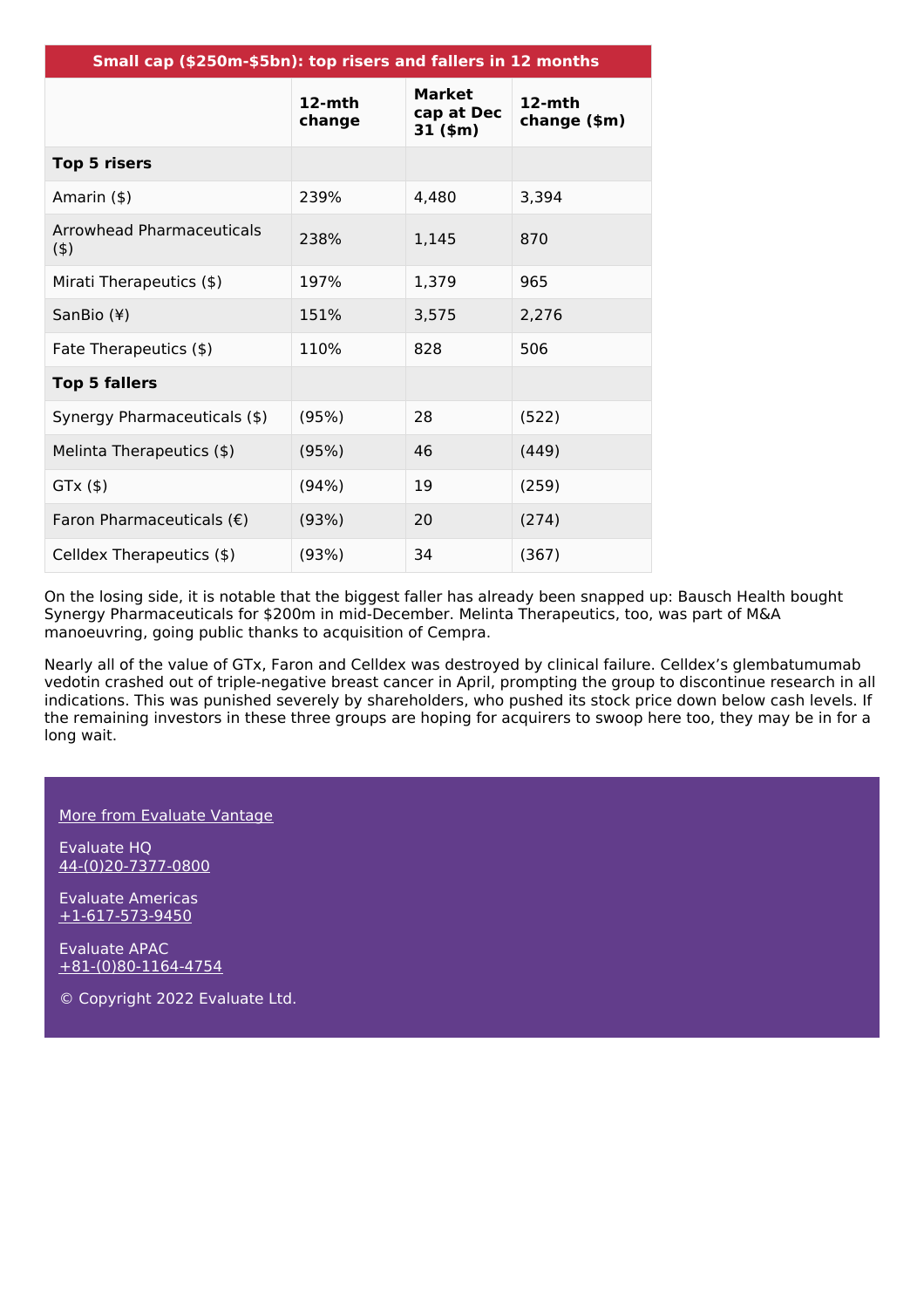| Small cap ($250m-$5bn): top risers and fallers in 12 months | | | |
|---|---|---|---|
| | **12-mth change** | **Market cap at Dec 31 ($m)** | **12-mth change ($m)** |
| **Top 5 risers** | | | |
| Amarin ($) | 239% | 4,480 | 3,394 |
| Arrowhead Pharmaceuticals ($) | 238% | 1,145 | 870 |
| Mirati Therapeutics ($) | 197% | 1,379 | 965 |
| SanBio (¥) | 151% | 3,575 | 2,276 |
| Fate Therapeutics ($) | 110% | 828 | 506 |
| **Top 5 fallers** | | | |
| Synergy Pharmaceuticals ($) | (95%) | 28 | (522) |
| Melinta Therapeutics ($) | (95%) | 46 | (449) |
| GTx ($) | (94%) | 19 | (259) |
| Faron Pharmaceuticals (€) | (93%) | 20 | (274) |
| Celldex Therapeutics ($) | (93%) | 34 | (367) |

On the losing side, it is notable that the biggest faller has already been snapped up: Bausch Health bought Synergy Pharmaceuticals for $200m in mid-December. Melinta Therapeutics, too, was part of M&A manoeuvring, going public thanks to acquisition of Cempra.

Nearly all of the value of GTx, Faron and Celldex was destroyed by clinical failure. Celldex's glembatumumab vedotin crashed out of triple-negative breast cancer in April, prompting the group to discontinue research in all indications. This was punished severely by shareholders, who pushed its stock price down below cash levels. If the remaining investors in these three groups are hoping for acquirers to swoop here too, they may be in for a long wait.

More from Evaluate Vantage

Evaluate HQ
44-(0)20-7377-0800

Evaluate Americas
+1-617-573-9450

Evaluate APAC
+81-(0)80-1164-4754

© Copyright 2022 Evaluate Ltd.